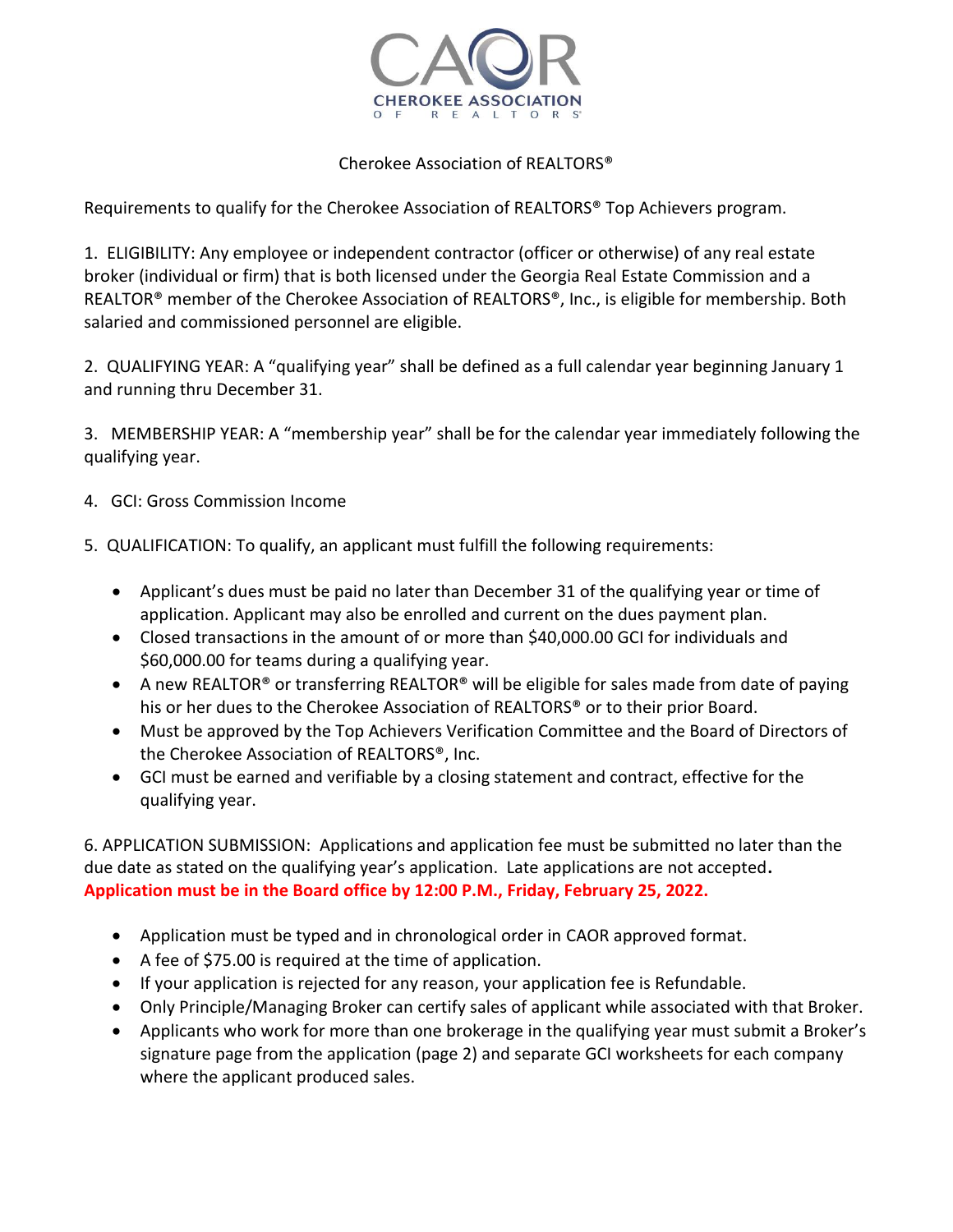CAOR
CHEROKEE ASSOCIATION
OF REALTORS®

Cherokee Association of REALTORS®

Requirements to qualify for the Cherokee Association of REALTORS® Top Achievers program.

1. ELIGIBILITY: Any employee or independent contractor (officer or otherwise) of any real estate broker (individual or firm) that is both licensed under the Georgia Real Estate Commission and a REALTOR® member of the Cherokee Association of REALTORS®, Inc., is eligible for membership. Both salaried and commissioned personnel are eligible.

2. QUALIFYING YEAR: A "qualifying year" shall be defined as a full calendar year beginning January 1 and running thru December 31.

3. MEMBERSHIP YEAR: A "membership year" shall be for the calendar year immediately following the qualifying year.

4. GCI: Gross Commission Income

5. QUALIFICATION: To qualify, an applicant must fulfill the following requirements:

- Applicant's dues must be paid no later than December 31 of the qualifying year or time of application. Applicant may also be enrolled and current on the dues payment plan.
- Closed transactions in the amount of or more than $40,000.00 GCI for individuals and $60,000.00 for teams during a qualifying year.
- A new REALTOR® or transferring REALTOR® will be eligible for sales made from date of paying his or her dues to the Cherokee Association of REALTORS® or to their prior Board.
- Must be approved by the Top Achievers Verification Committee and the Board of Directors of the Cherokee Association of REALTORS®, Inc.
- GCI must be earned and verifiable by a closing statement and contract, effective for the qualifying year.

6. APPLICATION SUBMISSION: Applications and application fee must be submitted no later than the due date as stated on the qualifying year's application. Late applications are not accepted.
**Application must be in the Board office by 12:00 P.M., Friday, February 25, 2022.**

- Application must be typed and in chronological order in CAOR approved format.
- A fee of $75.00 is required at the time of application.
- If your application is rejected for any reason, your application fee is Refundable.
- Only Principle/Managing Broker can certify sales of applicant while associated with that Broker.
- Applicants who work for more than one brokerage in the qualifying year must submit a Broker's signature page from the application (page 2) and separate GCI worksheets for each company where the applicant produced sales.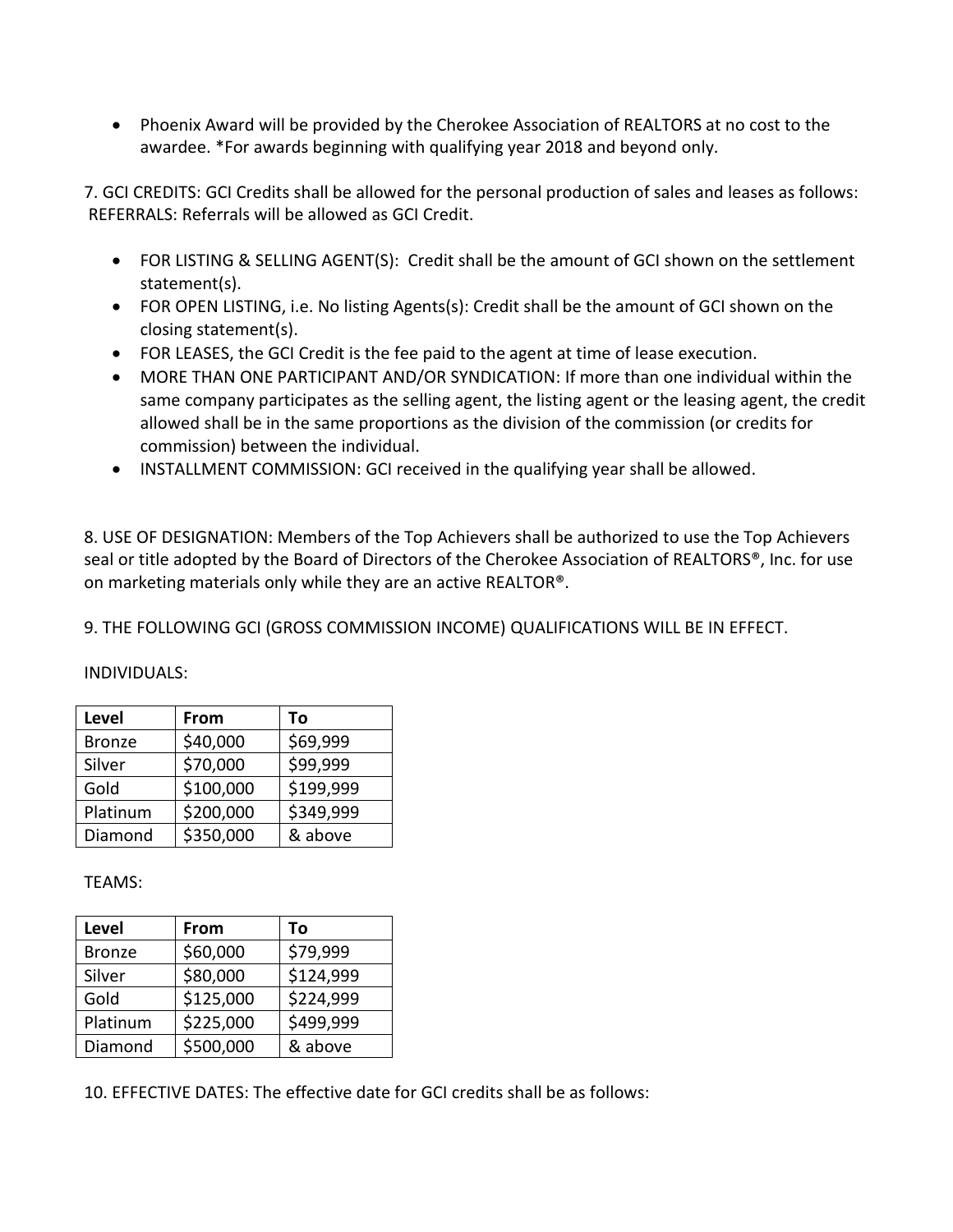- Phoenix Award will be provided by the Cherokee Association of REALTORS at no cost to the awardee. *For awards beginning with qualifying year 2018 and beyond only.

7. GCI CREDITS: GCI Credits shall be allowed for the personal production of sales and leases as follows:
REFERRALS: Referrals will be allowed as GCI Credit.

- FOR LISTING & SELLING AGENT(S): Credit shall be the amount of GCI shown on the settlement statement(s).
- FOR OPEN LISTING, i.e. No listing Agents(s): Credit shall be the amount of GCI shown on the closing statement(s).
- FOR LEASES, the GCI Credit is the fee paid to the agent at time of lease execution.
- MORE THAN ONE PARTICIPANT AND/OR SYNDICATION: If more than one individual within the same company participates as the selling agent, the listing agent or the leasing agent, the credit allowed shall be in the same proportions as the division of the commission (or credits for commission) between the individual.
- INSTALLMENT COMMISSION: GCI received in the qualifying year shall be allowed.

8. USE OF DESIGNATION: Members of the Top Achievers shall be authorized to use the Top Achievers seal or title adopted by the Board of Directors of the Cherokee Association of REALTORS®, Inc. for use on marketing materials only while they are an active REALTOR®.

9. THE FOLLOWING GCI (GROSS COMMISSION INCOME) QUALIFICATIONS WILL BE IN EFFECT.

INDIVIDUALS:

| Level | From | To |
|---|---|---|
| Bronze | $40,000 | $69,999 |
| Silver | $70,000 | $99,999 |
| Gold | $100,000 | $199,999 |
| Platinum | $200,000 | $349,999 |
| Diamond | $350,000 | & above |

TEAMS:

| Level | From | To |
|---|---|---|
| Bronze | $60,000 | $79,999 |
| Silver | $80,000 | $124,999 |
| Gold | $125,000 | $224,999 |
| Platinum | $225,000 | $499,999 |
| Diamond | $500,000 | & above |

10. EFFECTIVE DATES: The effective date for GCI credits shall be as follows: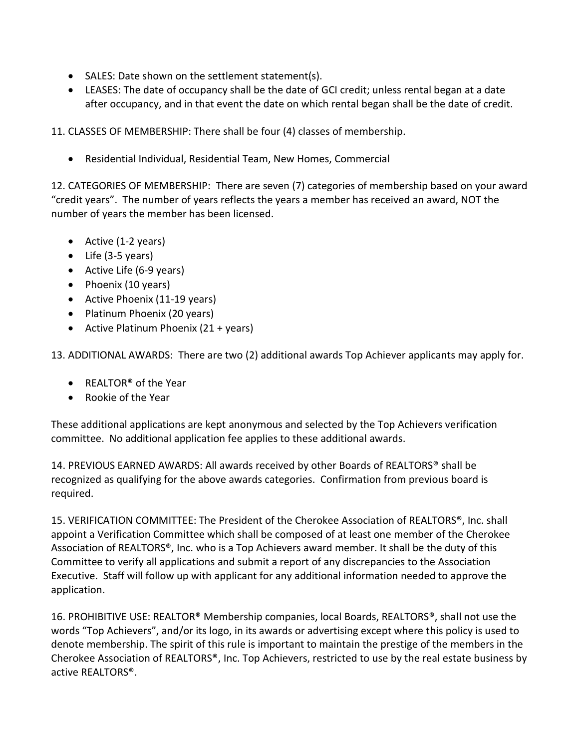- SALES: Date shown on the settlement statement(s).
- LEASES: The date of occupancy shall be the date of GCI credit; unless rental began at a date after occupancy, and in that event the date on which rental began shall be the date of credit.

11. CLASSES OF MEMBERSHIP: There shall be four (4) classes of membership.

- Residential Individual, Residential Team, New Homes, Commercial

12. CATEGORIES OF MEMBERSHIP: There are seven (7) categories of membership based on your award "credit years". The number of years reflects the years a member has received an award, NOT the number of years the member has been licensed.

- Active (1-2 years)
- Life (3-5 years)
- Active Life (6-9 years)
- Phoenix (10 years)
- Active Phoenix (11-19 years)
- Platinum Phoenix (20 years)
- Active Platinum Phoenix (21 + years)

13. ADDITIONAL AWARDS: There are two (2) additional awards Top Achiever applicants may apply for.

- REALTOR® of the Year
- Rookie of the Year

These additional applications are kept anonymous and selected by the Top Achievers verification committee. No additional application fee applies to these additional awards.

14. PREVIOUS EARNED AWARDS: All awards received by other Boards of REALTORS® shall be recognized as qualifying for the above awards categories. Confirmation from previous board is required.

15. VERIFICATION COMMITTEE: The President of the Cherokee Association of REALTORS®, Inc. shall appoint a Verification Committee which shall be composed of at least one member of the Cherokee Association of REALTORS®, Inc. who is a Top Achievers award member. It shall be the duty of this Committee to verify all applications and submit a report of any discrepancies to the Association Executive. Staff will follow up with applicant for any additional information needed to approve the application.

16. PROHIBITIVE USE: REALTOR® Membership companies, local Boards, REALTORS®, shall not use the words "Top Achievers", and/or its logo, in its awards or advertising except where this policy is used to denote membership. The spirit of this rule is important to maintain the prestige of the members in the Cherokee Association of REALTORS®, Inc. Top Achievers, restricted to use by the real estate business by active REALTORS®.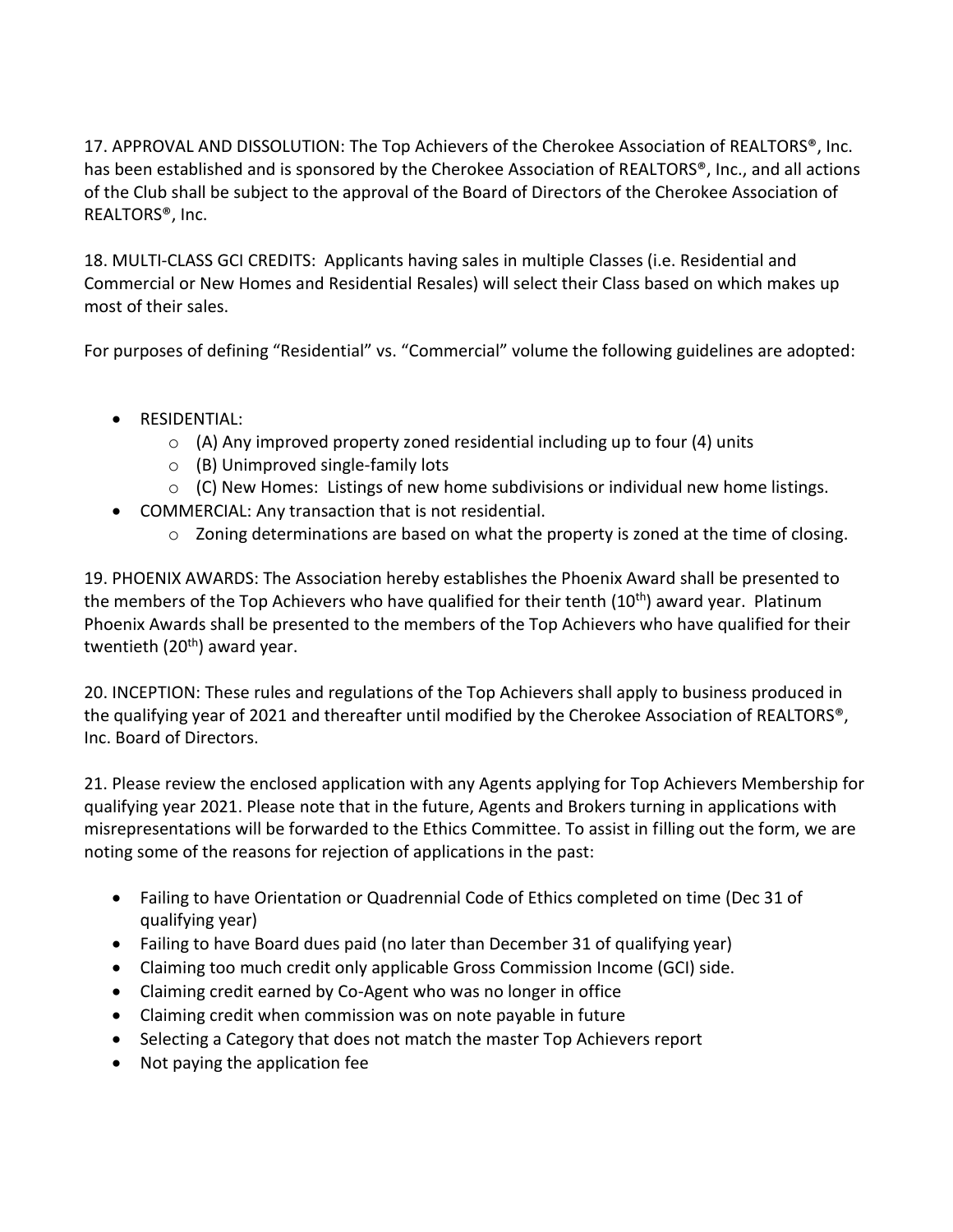17. APPROVAL AND DISSOLUTION: The Top Achievers of the Cherokee Association of REALTORS®, Inc. has been established and is sponsored by the Cherokee Association of REALTORS®, Inc., and all actions of the Club shall be subject to the approval of the Board of Directors of the Cherokee Association of REALTORS®, Inc.

18. MULTI-CLASS GCI CREDITS: Applicants having sales in multiple Classes (i.e. Residential and Commercial or New Homes and Residential Resales) will select their Class based on which makes up most of their sales.

For purposes of defining "Residential" vs. "Commercial" volume the following guidelines are adopted:

- RESIDENTIAL:
  - (A) Any improved property zoned residential including up to four (4) units
  - (B) Unimproved single-family lots
  - (C) New Homes: Listings of new home subdivisions or individual new home listings.
- COMMERCIAL: Any transaction that is not residential.
  - Zoning determinations are based on what the property is zoned at the time of closing.

19. PHOENIX AWARDS: The Association hereby establishes the Phoenix Award shall be presented to the members of the Top Achievers who have qualified for their tenth (10th) award year. Platinum Phoenix Awards shall be presented to the members of the Top Achievers who have qualified for their twentieth (20th) award year.

20. INCEPTION: These rules and regulations of the Top Achievers shall apply to business produced in the qualifying year of 2021 and thereafter until modified by the Cherokee Association of REALTORS®, Inc. Board of Directors.

21. Please review the enclosed application with any Agents applying for Top Achievers Membership for qualifying year 2021. Please note that in the future, Agents and Brokers turning in applications with misrepresentations will be forwarded to the Ethics Committee. To assist in filling out the form, we are noting some of the reasons for rejection of applications in the past:

- Failing to have Orientation or Quadrennial Code of Ethics completed on time (Dec 31 of qualifying year)
- Failing to have Board dues paid (no later than December 31 of qualifying year)
- Claiming too much credit only applicable Gross Commission Income (GCI) side.
- Claiming credit earned by Co-Agent who was no longer in office
- Claiming credit when commission was on note payable in future
- Selecting a Category that does not match the master Top Achievers report
- Not paying the application fee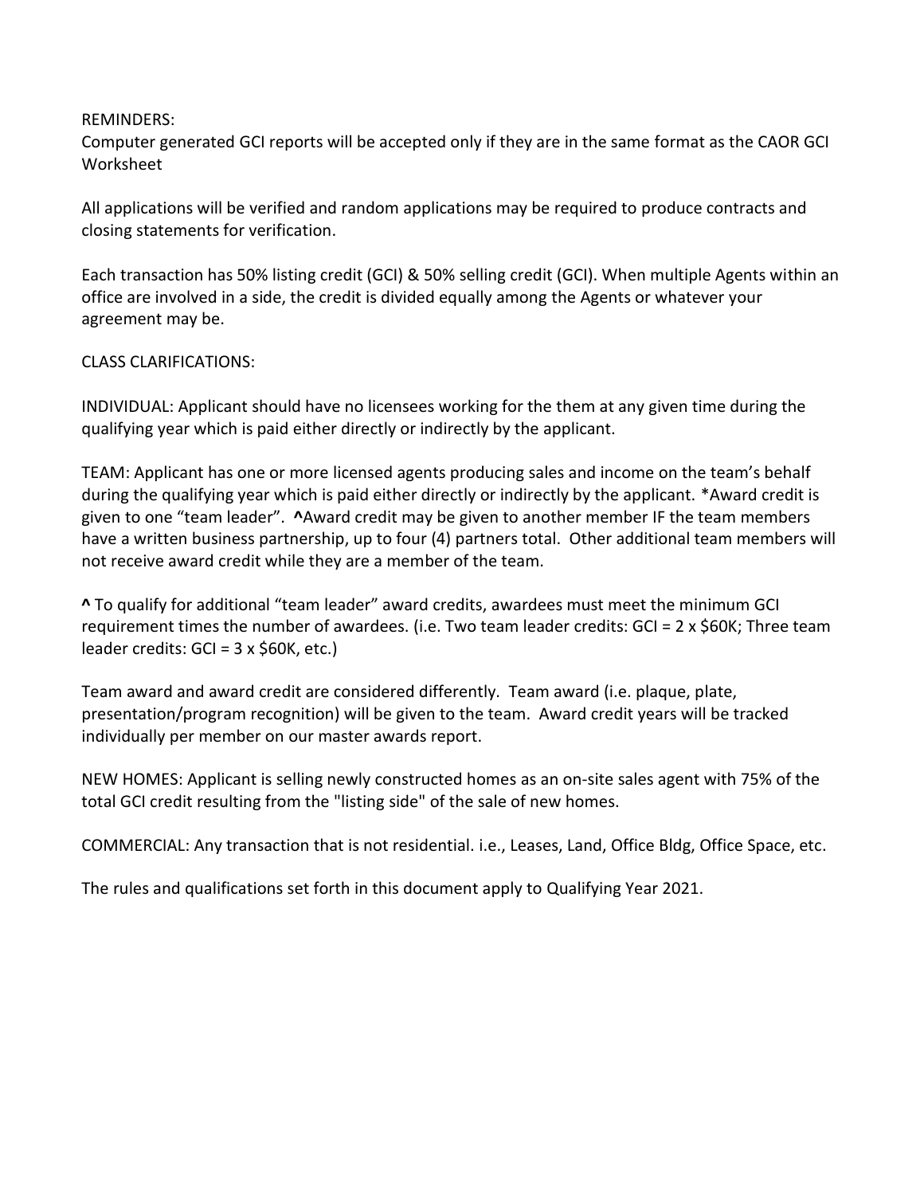REMINDERS:

Computer generated GCI reports will be accepted only if they are in the same format as the CAOR GCI Worksheet

All applications will be verified and random applications may be required to produce contracts and closing statements for verification.

Each transaction has 50% listing credit (GCI) & 50% selling credit (GCI). When multiple Agents within an office are involved in a side, the credit is divided equally among the Agents or whatever your agreement may be.

CLASS CLARIFICATIONS:

INDIVIDUAL: Applicant should have no licensees working for the them at any given time during the qualifying year which is paid either directly or indirectly by the applicant.

TEAM: Applicant has one or more licensed agents producing sales and income on the team's behalf during the qualifying year which is paid either directly or indirectly by the applicant. *Award credit is given to one "team leader". **^**Award credit may be given to another member IF the team members have a written business partnership, up to four (4) partners total. Other additional team members will not receive award credit while they are a member of the team.

**^** To qualify for additional "team leader" award credits, awardees must meet the minimum GCI requirement times the number of awardees. (i.e. Two team leader credits: GCI = 2 x $60K; Three team leader credits: GCI = 3 x $60K, etc.)

Team award and award credit are considered differently. Team award (i.e. plaque, plate, presentation/program recognition) will be given to the team. Award credit years will be tracked individually per member on our master awards report.

NEW HOMES: Applicant is selling newly constructed homes as an on-site sales agent with 75% of the total GCI credit resulting from the "listing side" of the sale of new homes.

COMMERCIAL: Any transaction that is not residential. i.e., Leases, Land, Office Bldg, Office Space, etc.

The rules and qualifications set forth in this document apply to Qualifying Year 2021.